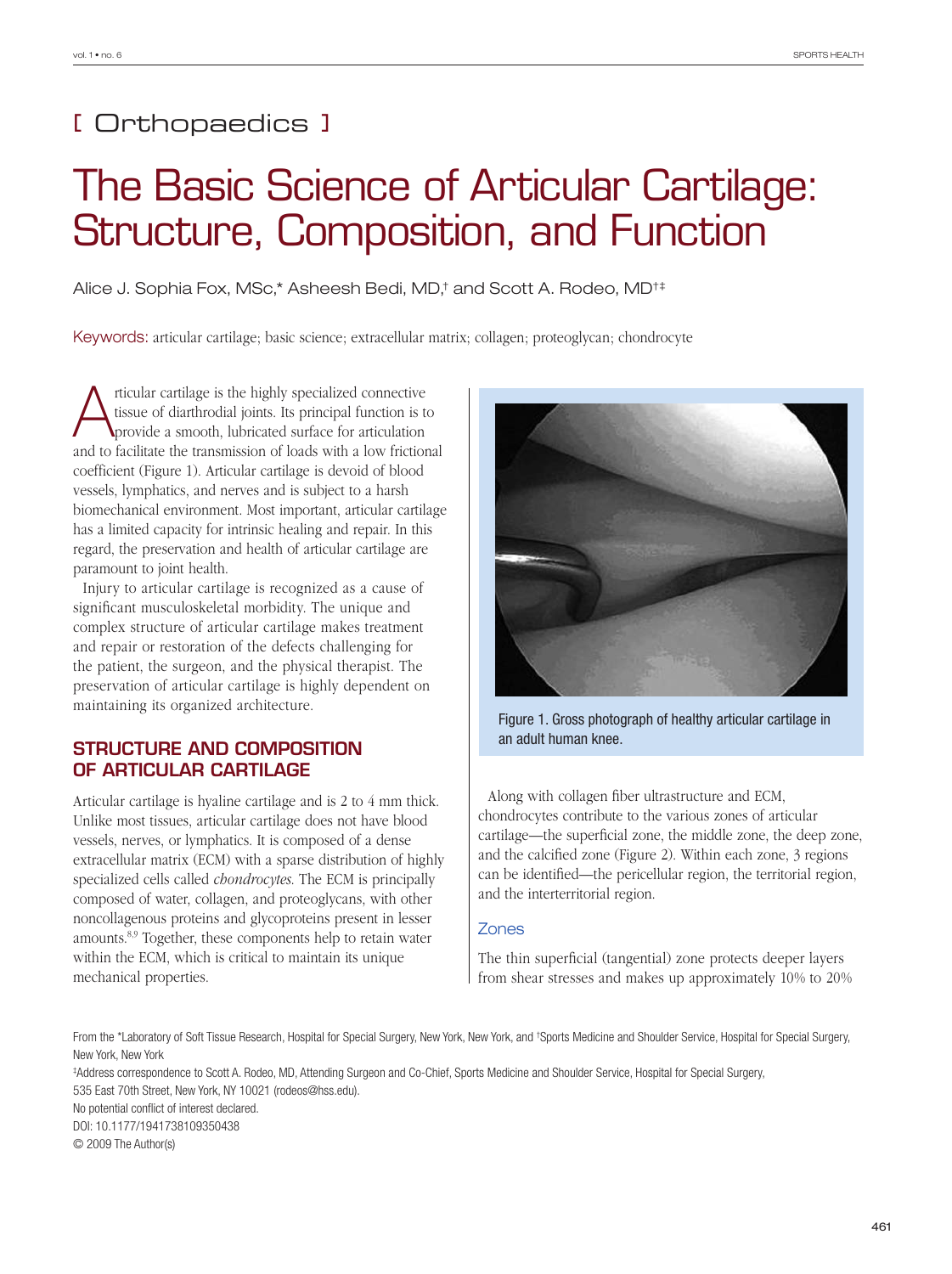[ Orthopaedics ]

# The Basic Science of Articular Cartilage: Structure, Composition, and Function

Alice J. Sophia Fox, MSc,* Asheesh Bedi, MD,† and Scott A. Rodeo, MD†‡

Keywords: articular cartilage; basic science; extracellular matrix; collagen; proteoglycan; chondrocyte

Articular cartilage is the highly specialized connective tissue of diarthrodial joints. Its principal function is to provide a smooth, lubricated surface for articulation and to facilitate the transmission of loads with a low frictional coefficient (Figure 1). Articular cartilage is devoid of blood vessels, lymphatics, and nerves and is subject to a harsh biomechanical environment. Most important, articular cartilage has a limited capacity for intrinsic healing and repair. In this regard, the preservation and health of articular cartilage are paramount to joint health.

Injury to articular cartilage is recognized as a cause of significant musculoskeletal morbidity. The unique and complex structure of articular cartilage makes treatment and repair or restoration of the defects challenging for the patient, the surgeon, and the physical therapist. The preservation of articular cartilage is highly dependent on maintaining its organized architecture.

Figure 1. Gross photograph of healthy articular cartilage in an adult human knee.

## STRUCTURE AND COMPOSITION OF ARTICULAR CARTILAGE

Articular cartilage is hyaline cartilage and is 2 to 4 mm thick. Unlike most tissues, articular cartilage does not have blood vessels, nerves, or lymphatics. It is composed of a dense extracellular matrix (ECM) with a sparse distribution of highly specialized cells called *chondrocytes*. The ECM is principally composed of water, collagen, and proteoglycans, with other noncollagenous proteins and glycoproteins present in lesser amounts.[8,9] Together, these components help to retain water within the ECM, which is critical to maintain its unique mechanical properties.

Along with collagen fiber ultrastructure and ECM, chondrocytes contribute to the various zones of articular cartilage—the superficial zone, the middle zone, the deep zone, and the calcified zone (Figure 2). Within each zone, 3 regions can be identified—the pericellular region, the territorial region, and the interterritorial region.

### Zones

The thin superficial (tangential) zone protects deeper layers from shear stresses and makes up approximately 10% to 20%

From the *Laboratory of Soft Tissue Research, Hospital for Special Surgery, New York, New York, and †Sports Medicine and Shoulder Service, Hospital for Special Surgery, New York, New York

‡Address correspondence to Scott A. Rodeo, MD, Attending Surgeon and Co-Chief, Sports Medicine and Shoulder Service, Hospital for Special Surgery, 535 East 70th Street, New York, NY 10021 (rodeos@hss.edu).

No potential conflict of interest declared.

DOI: 10.1177/1941738109350438

© 2009 The Author(s)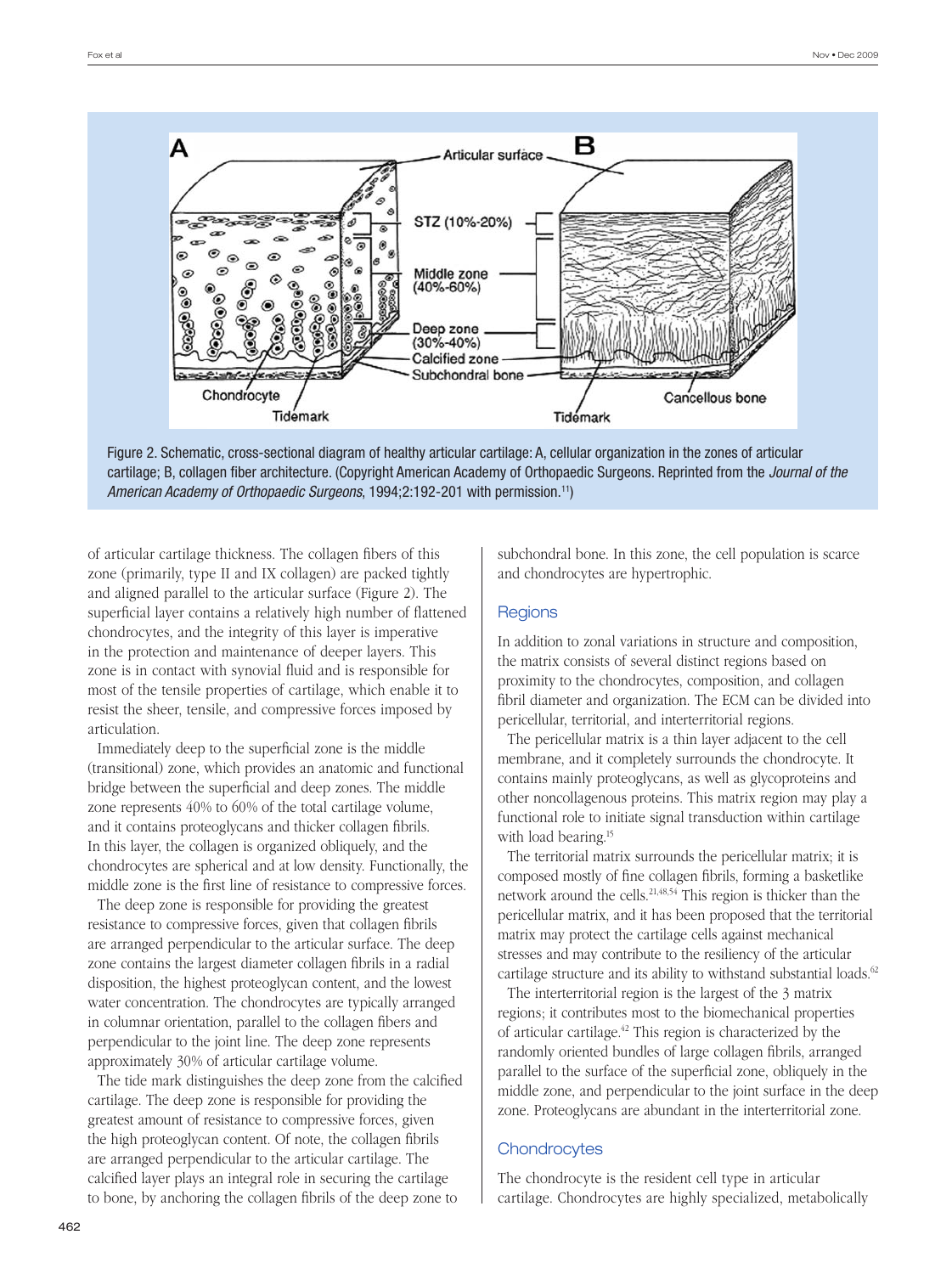Articular surface

STZ (10%-20%)

Middle zone (40%-60%)

Deep zone (30%-40%)

Calcified zone

Subchondral bone

Chondrocyte

Tidemark

Cancellous bone

Tidemark

Figure 2. Schematic, cross-sectional diagram of healthy articular cartilage: A, cellular organization in the zones of articular cartilage; B, collagen fiber architecture. (Copyright American Academy of Orthopaedic Surgeons. Reprinted from the *Journal of the American Academy of Orthopaedic Surgeons*, 1994;2:192-201 with permission.[11])

of articular cartilage thickness. The collagen fibers of this zone (primarily, type II and IX collagen) are packed tightly and aligned parallel to the articular surface (Figure 2). The superficial layer contains a relatively high number of flattened chondrocytes, and the integrity of this layer is imperative in the protection and maintenance of deeper layers. This zone is in contact with synovial fluid and is responsible for most of the tensile properties of cartilage, which enable it to resist the sheer, tensile, and compressive forces imposed by articulation.

Immediately deep to the superficial zone is the middle (transitional) zone, which provides an anatomic and functional bridge between the superficial and deep zones. The middle zone represents 40% to 60% of the total cartilage volume, and it contains proteoglycans and thicker collagen fibrils. In this layer, the collagen is organized obliquely, and the chondrocytes are spherical and at low density. Functionally, the middle zone is the first line of resistance to compressive forces.

The deep zone is responsible for providing the greatest resistance to compressive forces, given that collagen fibrils are arranged perpendicular to the articular surface. The deep zone contains the largest diameter collagen fibrils in a radial disposition, the highest proteoglycan content, and the lowest water concentration. The chondrocytes are typically arranged in columnar orientation, parallel to the collagen fibers and perpendicular to the joint line. The deep zone represents approximately 30% of articular cartilage volume.

The tide mark distinguishes the deep zone from the calcified cartilage. The deep zone is responsible for providing the greatest amount of resistance to compressive forces, given the high proteoglycan content. Of note, the collagen fibrils are arranged perpendicular to the articular cartilage. The calcified layer plays an integral role in securing the cartilage to bone, by anchoring the collagen fibrils of the deep zone to subchondral bone. In this zone, the cell population is scarce and chondrocytes are hypertrophic.

## Regions

In addition to zonal variations in structure and composition, the matrix consists of several distinct regions based on proximity to the chondrocytes, composition, and collagen fibril diameter and organization. The ECM can be divided into pericellular, territorial, and interterritorial regions.

The pericellular matrix is a thin layer adjacent to the cell membrane, and it completely surrounds the chondrocyte. It contains mainly proteoglycans, as well as glycoproteins and other noncollagenous proteins. This matrix region may play a functional role to initiate signal transduction within cartilage with load bearing.[15]

The territorial matrix surrounds the pericellular matrix; it is composed mostly of fine collagen fibrils, forming a basketlike network around the cells.[21,48,54] This region is thicker than the pericellular matrix, and it has been proposed that the territorial matrix may protect the cartilage cells against mechanical stresses and may contribute to the resiliency of the articular cartilage structure and its ability to withstand substantial loads.[62]

The interterritorial region is the largest of the 3 matrix regions; it contributes most to the biomechanical properties of articular cartilage.[42] This region is characterized by the randomly oriented bundles of large collagen fibrils, arranged parallel to the surface of the superficial zone, obliquely in the middle zone, and perpendicular to the joint surface in the deep zone. Proteoglycans are abundant in the interterritorial zone.

## Chondrocytes

The chondrocyte is the resident cell type in articular cartilage. Chondrocytes are highly specialized, metabolically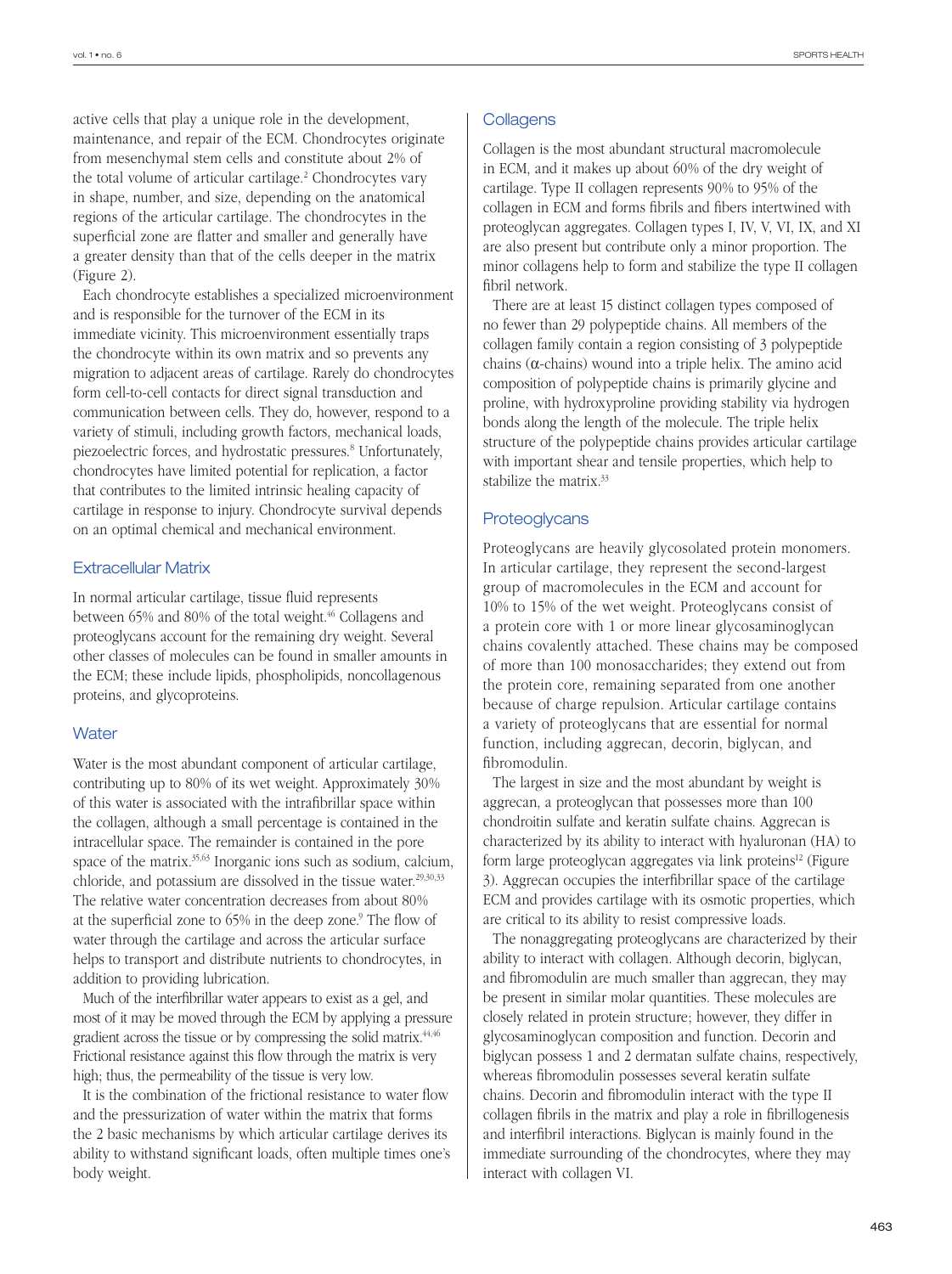active cells that play a unique role in the development, maintenance, and repair of the ECM. Chondrocytes originate from mesenchymal stem cells and constitute about 2% of the total volume of articular cartilage.[2] Chondrocytes vary in shape, number, and size, depending on the anatomical regions of the articular cartilage. The chondrocytes in the superficial zone are flatter and smaller and generally have a greater density than that of the cells deeper in the matrix (Figure 2).

Each chondrocyte establishes a specialized microenvironment and is responsible for the turnover of the ECM in its immediate vicinity. This microenvironment essentially traps the chondrocyte within its own matrix and so prevents any migration to adjacent areas of cartilage. Rarely do chondrocytes form cell-to-cell contacts for direct signal transduction and communication between cells. They do, however, respond to a variety of stimuli, including growth factors, mechanical loads, piezoelectric forces, and hydrostatic pressures.[8] Unfortunately, chondrocytes have limited potential for replication, a factor that contributes to the limited intrinsic healing capacity of cartilage in response to injury. Chondrocyte survival depends on an optimal chemical and mechanical environment.

## Extracellular Matrix

In normal articular cartilage, tissue fluid represents between 65% and 80% of the total weight.[46] Collagens and proteoglycans account for the remaining dry weight. Several other classes of molecules can be found in smaller amounts in the ECM; these include lipids, phospholipids, noncollagenous proteins, and glycoproteins.

## Water

Water is the most abundant component of articular cartilage, contributing up to 80% of its wet weight. Approximately 30% of this water is associated with the intrafibrillar space within the collagen, although a small percentage is contained in the intracellular space. The remainder is contained in the pore space of the matrix.[35,63] Inorganic ions such as sodium, calcium, chloride, and potassium are dissolved in the tissue water.[29,30,33] The relative water concentration decreases from about 80% at the superficial zone to 65% in the deep zone.[9] The flow of water through the cartilage and across the articular surface helps to transport and distribute nutrients to chondrocytes, in addition to providing lubrication.

Much of the interfibrillar water appears to exist as a gel, and most of it may be moved through the ECM by applying a pressure gradient across the tissue or by compressing the solid matrix.[44,46] Frictional resistance against this flow through the matrix is very high; thus, the permeability of the tissue is very low.

It is the combination of the frictional resistance to water flow and the pressurization of water within the matrix that forms the 2 basic mechanisms by which articular cartilage derives its ability to withstand significant loads, often multiple times one's body weight.

## Collagens

Collagen is the most abundant structural macromolecule in ECM, and it makes up about 60% of the dry weight of cartilage. Type II collagen represents 90% to 95% of the collagen in ECM and forms fibrils and fibers intertwined with proteoglycan aggregates. Collagen types I, IV, V, VI, IX, and XI are also present but contribute only a minor proportion. The minor collagens help to form and stabilize the type II collagen fibril network.

There are at least 15 distinct collagen types composed of no fewer than 29 polypeptide chains. All members of the collagen family contain a region consisting of 3 polypeptide chains (α-chains) wound into a triple helix. The amino acid composition of polypeptide chains is primarily glycine and proline, with hydroxyproline providing stability via hydrogen bonds along the length of the molecule. The triple helix structure of the polypeptide chains provides articular cartilage with important shear and tensile properties, which help to stabilize the matrix.[33]

## Proteoglycans

Proteoglycans are heavily glycosolated protein monomers. In articular cartilage, they represent the second-largest group of macromolecules in the ECM and account for 10% to 15% of the wet weight. Proteoglycans consist of a protein core with 1 or more linear glycosaminoglycan chains covalently attached. These chains may be composed of more than 100 monosaccharides; they extend out from the protein core, remaining separated from one another because of charge repulsion. Articular cartilage contains a variety of proteoglycans that are essential for normal function, including aggrecan, decorin, biglycan, and fibromodulin.

The largest in size and the most abundant by weight is aggrecan, a proteoglycan that possesses more than 100 chondroitin sulfate and keratin sulfate chains. Aggrecan is characterized by its ability to interact with hyaluronan (HA) to form large proteoglycan aggregates via link proteins[12] (Figure 3). Aggrecan occupies the interfibrillar space of the cartilage ECM and provides cartilage with its osmotic properties, which are critical to its ability to resist compressive loads.

The nonaggregating proteoglycans are characterized by their ability to interact with collagen. Although decorin, biglycan, and fibromodulin are much smaller than aggrecan, they may be present in similar molar quantities. These molecules are closely related in protein structure; however, they differ in glycosaminoglycan composition and function. Decorin and biglycan possess 1 and 2 dermatan sulfate chains, respectively, whereas fibromodulin possesses several keratin sulfate chains. Decorin and fibromodulin interact with the type II collagen fibrils in the matrix and play a role in fibrillogenesis and interfibril interactions. Biglycan is mainly found in the immediate surrounding of the chondrocytes, where they may interact with collagen VI.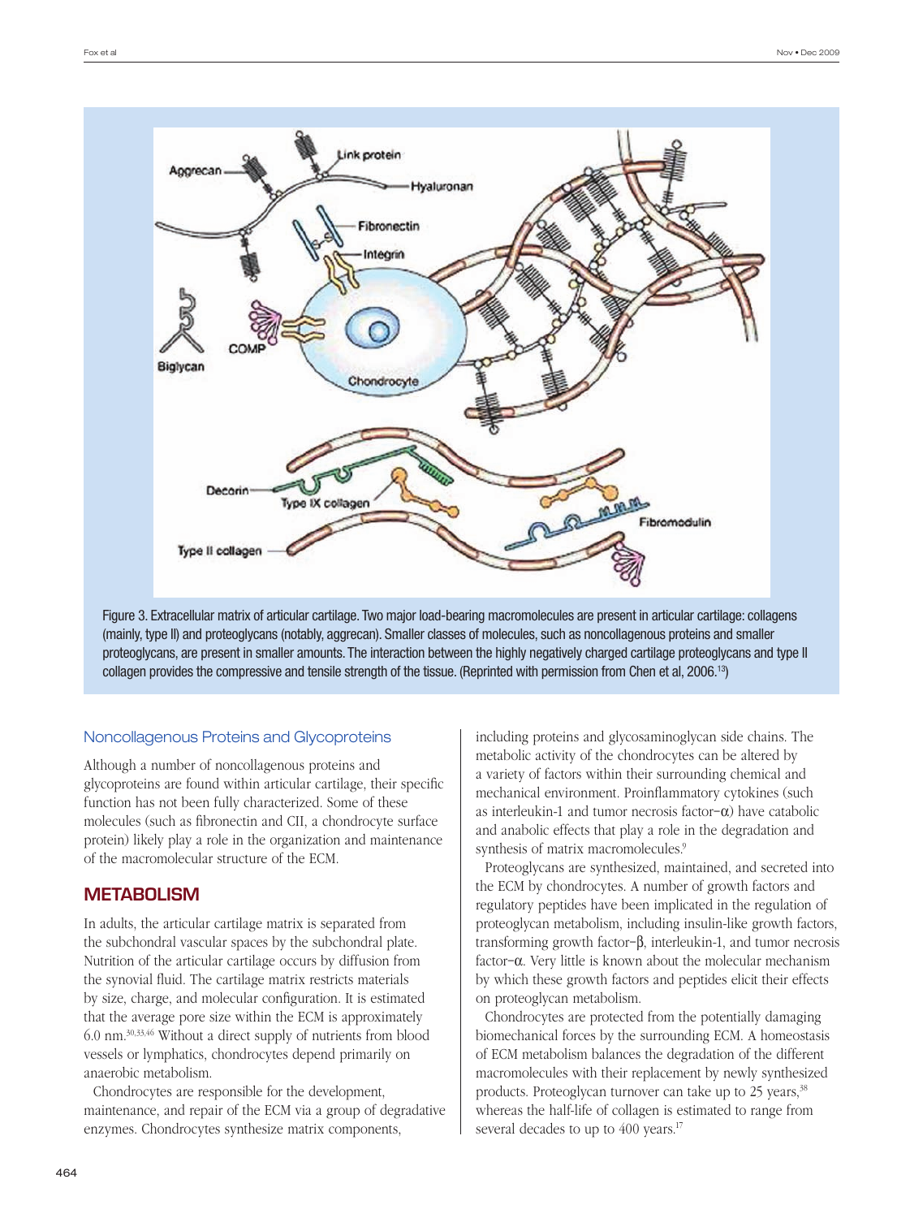Aggrecan

Link protein

Hyaluronan

Fibronectin

Integrin

Biglycan

COMP

Chondrocyte

Decorin

Type IX collagen

Fibromodulin

Type II collagen

Figure 3. Extracellular matrix of articular cartilage. Two major load-bearing macromolecules are present in articular cartilage: collagens (mainly, type II) and proteoglycans (notably, aggrecan). Smaller classes of molecules, such as noncollagenous proteins and smaller proteoglycans, are present in smaller amounts. The interaction between the highly negatively charged cartilage proteoglycans and type II collagen provides the compressive and tensile strength of the tissue. (Reprinted with permission from Chen et al, 2006.[13])

### Noncollagenous Proteins and Glycoproteins

Although a number of noncollagenous proteins and glycoproteins are found within articular cartilage, their specific function has not been fully characterized. Some of these molecules (such as fibronectin and CII, a chondrocyte surface protein) likely play a role in the organization and maintenance of the macromolecular structure of the ECM.

## METABOLISM

In adults, the articular cartilage matrix is separated from the subchondral vascular spaces by the subchondral plate. Nutrition of the articular cartilage occurs by diffusion from the synovial fluid. The cartilage matrix restricts materials by size, charge, and molecular configuration. It is estimated that the average pore size within the ECM is approximately 6.0 nm.[30,33,46] Without a direct supply of nutrients from blood vessels or lymphatics, chondrocytes depend primarily on anaerobic metabolism.

Chondrocytes are responsible for the development, maintenance, and repair of the ECM via a group of degradative enzymes. Chondrocytes synthesize matrix components, including proteins and glycosaminoglycan side chains. The metabolic activity of the chondrocytes can be altered by a variety of factors within their surrounding chemical and mechanical environment. Proinflammatory cytokines (such as interleukin-1 and tumor necrosis factor–α) have catabolic and anabolic effects that play a role in the degradation and synthesis of matrix macromolecules.[9]

Proteoglycans are synthesized, maintained, and secreted into the ECM by chondrocytes. A number of growth factors and regulatory peptides have been implicated in the regulation of proteoglycan metabolism, including insulin-like growth factors, transforming growth factor–β, interleukin-1, and tumor necrosis factor–α. Very little is known about the molecular mechanism by which these growth factors and peptides elicit their effects on proteoglycan metabolism.

Chondrocytes are protected from the potentially damaging biomechanical forces by the surrounding ECM. A homeostasis of ECM metabolism balances the degradation of the different macromolecules with their replacement by newly synthesized products. Proteoglycan turnover can take up to 25 years,[38] whereas the half-life of collagen is estimated to range from several decades to up to 400 years.[17]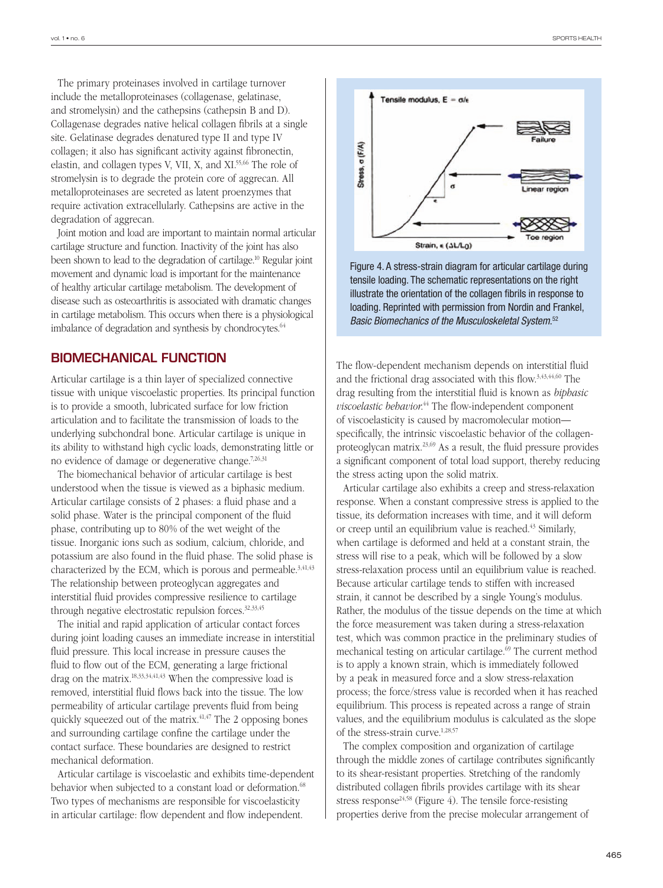The primary proteinases involved in cartilage turnover include the metalloproteinases (collagenase, gelatinase, and stromelysin) and the cathepsins (cathepsin B and D). Collagenase degrades native helical collagen fibrils at a single site. Gelatinase degrades denatured type II and type IV collagen; it also has significant activity against fibronectin, elastin, and collagen types V, VII, X, and XI.[55,66] The role of stromelysin is to degrade the protein core of aggrecan. All metalloproteinases are secreted as latent proenzymes that require activation extracellularly. Cathepsins are active in the degradation of aggrecan.

Joint motion and load are important to maintain normal articular cartilage structure and function. Inactivity of the joint has also been shown to lead to the degradation of cartilage.[10] Regular joint movement and dynamic load is important for the maintenance of healthy articular cartilage metabolism. The development of disease such as osteoarthritis is associated with dramatic changes in cartilage metabolism. This occurs when there is a physiological imbalance of degradation and synthesis by chondrocytes.[64]

## BIOMECHANICAL FUNCTION

Articular cartilage is a thin layer of specialized connective tissue with unique viscoelastic properties. Its principal function is to provide a smooth, lubricated surface for low friction articulation and to facilitate the transmission of loads to the underlying subchondral bone. Articular cartilage is unique in its ability to withstand high cyclic loads, demonstrating little or no evidence of damage or degenerative change.[7,26,31]

The biomechanical behavior of articular cartilage is best understood when the tissue is viewed as a biphasic medium. Articular cartilage consists of 2 phases: a fluid phase and a solid phase. Water is the principal component of the fluid phase, contributing up to 80% of the wet weight of the tissue. Inorganic ions such as sodium, calcium, chloride, and potassium are also found in the fluid phase. The solid phase is characterized by the ECM, which is porous and permeable.[3,41,43] The relationship between proteoglycan aggregates and interstitial fluid provides compressive resilience to cartilage through negative electrostatic repulsion forces.[32,33,45]

The initial and rapid application of articular contact forces during joint loading causes an immediate increase in interstitial fluid pressure. This local increase in pressure causes the fluid to flow out of the ECM, generating a large frictional drag on the matrix.[18,33,34,41,43] When the compressive load is removed, interstitial fluid flows back into the tissue. The low permeability of articular cartilage prevents fluid from being quickly squeezed out of the matrix.[41,47] The 2 opposing bones and surrounding cartilage confine the cartilage under the contact surface. These boundaries are designed to restrict mechanical deformation.

Articular cartilage is viscoelastic and exhibits time-dependent behavior when subjected to a constant load or deformation.[68] Two types of mechanisms are responsible for viscoelasticity in articular cartilage: flow dependent and flow independent.

Figure 4. A stress-strain diagram for articular cartilage during tensile loading. The schematic representations on the right illustrate the orientation of the collagen fibrils in response to loading. Reprinted with permission from Nordin and Frankel, *Basic Biomechanics of the Musculoskeletal System*.[52]

The flow-dependent mechanism depends on interstitial fluid and the frictional drag associated with this flow.[3,43,44,60] The drag resulting from the interstitial fluid is known as *biphasic viscoelastic behavior*.[44] The flow-independent component of viscoelasticity is caused by macromolecular motion—specifically, the intrinsic viscoelastic behavior of the collagen-proteoglycan matrix.[23,69] As a result, the fluid pressure provides a significant component of total load support, thereby reducing the stress acting upon the solid matrix.

Articular cartilage also exhibits a creep and stress-relaxation response. When a constant compressive stress is applied to the tissue, its deformation increases with time, and it will deform or creep until an equilibrium value is reached.[43] Similarly, when cartilage is deformed and held at a constant strain, the stress will rise to a peak, which will be followed by a slow stress-relaxation process until an equilibrium value is reached. Because articular cartilage tends to stiffen with increased strain, it cannot be described by a single Young's modulus. Rather, the modulus of the tissue depends on the time at which the force measurement was taken during a stress-relaxation test, which was common practice in the preliminary studies of mechanical testing on articular cartilage.[69] The current method is to apply a known strain, which is immediately followed by a peak in measured force and a slow stress-relaxation process; the force/stress value is recorded when it has reached equilibrium. This process is repeated across a range of strain values, and the equilibrium modulus is calculated as the slope of the stress-strain curve.[1,28,57]

The complex composition and organization of cartilage through the middle zones of cartilage contributes significantly to its shear-resistant properties. Stretching of the randomly distributed collagen fibrils provides cartilage with its shear stress response[24,58] (Figure 4). The tensile force-resisting properties derive from the precise molecular arrangement of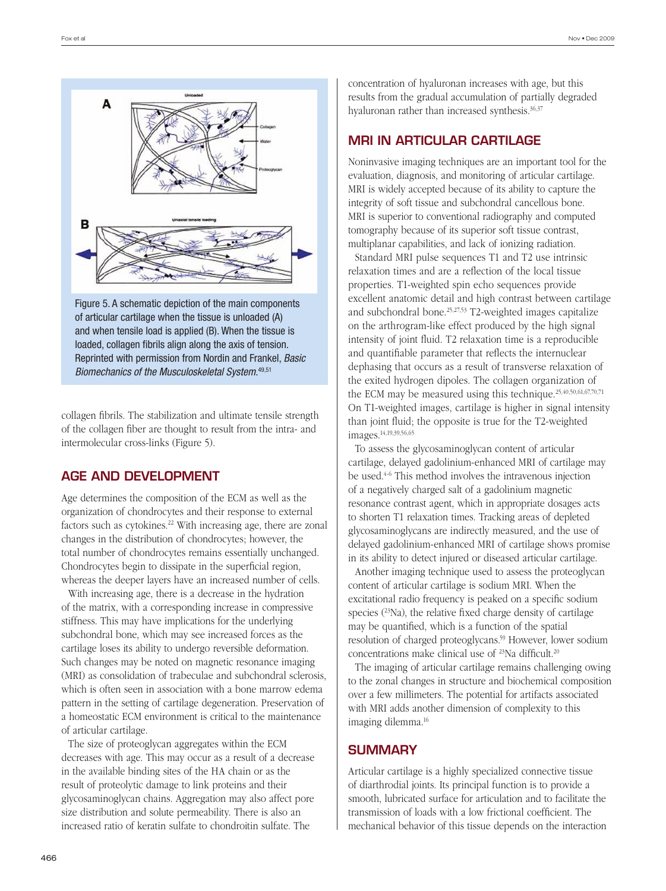Unloaded

A

Collagen

Water

Proteoglycan

B

Uniaxial tensile loading

Figure 5. A schematic depiction of the main components of articular cartilage when the tissue is unloaded (A) and when tensile load is applied (B). When the tissue is loaded, collagen fibrils align along the axis of tension. Reprinted with permission from Nordin and Frankel, *Basic Biomechanics of the Musculoskeletal System*.[49,51]

collagen fibrils. The stabilization and ultimate tensile strength of the collagen fiber are thought to result from the intra- and intermolecular cross-links (Figure 5).

## AGE AND DEVELOPMENT

Age determines the composition of the ECM as well as the organization of chondrocytes and their response to external factors such as cytokines.[22] With increasing age, there are zonal changes in the distribution of chondrocytes; however, the total number of chondrocytes remains essentially unchanged. Chondrocytes begin to dissipate in the superficial region, whereas the deeper layers have an increased number of cells.

With increasing age, there is a decrease in the hydration of the matrix, with a corresponding increase in compressive stiffness. This may have implications for the underlying subchondral bone, which may see increased forces as the cartilage loses its ability to undergo reversible deformation. Such changes may be noted on magnetic resonance imaging (MRI) as consolidation of trabeculae and subchondral sclerosis, which is often seen in association with a bone marrow edema pattern in the setting of cartilage degeneration. Preservation of a homeostatic ECM environment is critical to the maintenance of articular cartilage.

The size of proteoglycan aggregates within the ECM decreases with age. This may occur as a result of a decrease in the available binding sites of the HA chain or as the result of proteolytic damage to link proteins and their glycosaminoglycan chains. Aggregation may also affect pore size distribution and solute permeability. There is also an increased ratio of keratin sulfate to chondroitin sulfate. The concentration of hyaluronan increases with age, but this results from the gradual accumulation of partially degraded hyaluronan rather than increased synthesis.[36,37]

## MRI IN ARTICULAR CARTILAGE

Noninvasive imaging techniques are an important tool for the evaluation, diagnosis, and monitoring of articular cartilage. MRI is widely accepted because of its ability to capture the integrity of soft tissue and subchondral cancellous bone. MRI is superior to conventional radiography and computed tomography because of its superior soft tissue contrast, multiplanar capabilities, and lack of ionizing radiation.

Standard MRI pulse sequences T1 and T2 use intrinsic relaxation times and are a reflection of the local tissue properties. T1-weighted spin echo sequences provide excellent anatomic detail and high contrast between cartilage and subchondral bone.[25,27,53] T2-weighted images capitalize on the arthrogram-like effect produced by the high signal intensity of joint fluid. T2 relaxation time is a reproducible and quantifiable parameter that reflects the internuclear dephasing that occurs as a result of transverse relaxation of the exited hydrogen dipoles. The collagen organization of the ECM may be measured using this technique.[25,40,50,61,67,70,71] On T1-weighted images, cartilage is higher in signal intensity than joint fluid; the opposite is true for the T2-weighted images.[14,19,39,56,65]

To assess the glycosaminoglycan content of articular cartilage, delayed gadolinium-enhanced MRI of cartilage may be used.[4-6] This method involves the intravenous injection of a negatively charged salt of a gadolinium magnetic resonance contrast agent, which in appropriate dosages acts to shorten T1 relaxation times. Tracking areas of depleted glycosaminoglycans are indirectly measured, and the use of delayed gadolinium-enhanced MRI of cartilage shows promise in its ability to detect injured or diseased articular cartilage.

Another imaging technique used to assess the proteoglycan content of articular cartilage is sodium MRI. When the excitational radio frequency is peaked on a specific sodium species ($^{23}$Na), the relative fixed charge density of cartilage may be quantified, which is a function of the spatial resolution of charged proteoglycans.[59] However, lower sodium concentrations make clinical use of $^{23}$Na difficult.[20]

The imaging of articular cartilage remains challenging owing to the zonal changes in structure and biochemical composition over a few millimeters. The potential for artifacts associated with MRI adds another dimension of complexity to this imaging dilemma.[16]

## SUMMARY

Articular cartilage is a highly specialized connective tissue of diarthrodial joints. Its principal function is to provide a smooth, lubricated surface for articulation and to facilitate the transmission of loads with a low frictional coefficient. The mechanical behavior of this tissue depends on the interaction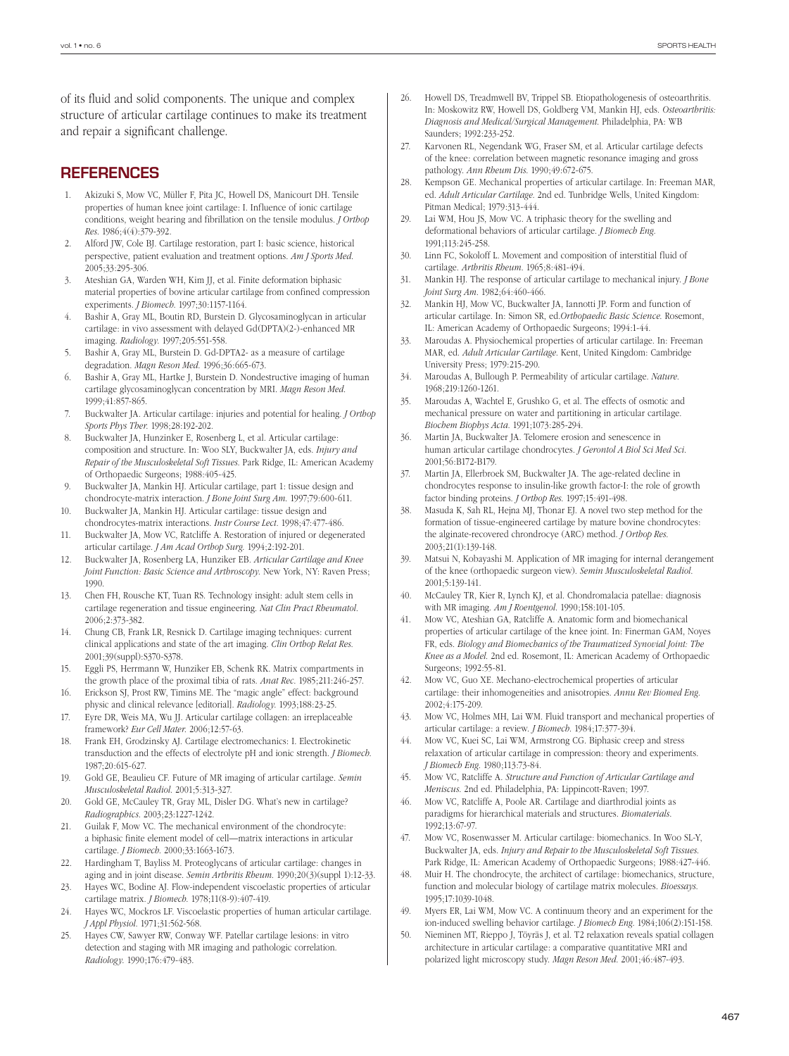of its fluid and solid components. The unique and complex structure of articular cartilage continues to make its treatment and repair a significant challenge.

## REFERENCES

1. Akizuki S, Mow VC, Müller F, Pita JC, Howell DS, Manicourt DH. Tensile properties of human knee joint cartilage: I. Influence of ionic cartilage conditions, weight bearing and fibrillation on the tensile modulus. *J Orthop Res.* 1986;4(4):379-392.
2. Alford JW, Cole BJ. Cartilage restoration, part I: basic science, historical perspective, patient evaluation and treatment options. *Am J Sports Med.* 2005;33:295-306.
3. Ateshian GA, Warden WH, Kim JJ, et al. Finite deformation biphasic material properties of bovine articular cartilage from confined compression experiments. *J Biomech.* 1997;30:1157-1164.
4. Bashir A, Gray ML, Boutin RD, Burstein D. Glycosaminoglycan in articular cartilage: in vivo assessment with delayed Gd(DPTA)(2-)-enhanced MR imaging. *Radiology.* 1997;205:551-558.
5. Bashir A, Gray ML, Burstein D. Gd-DPTA2- as a measure of cartilage degradation. *Magn Reson Med.* 1996;36:665-673.
6. Bashir A, Gray ML, Hartke J, Burstein D. Nondestructive imaging of human cartilage glycosaminoglycan concentration by MRI. *Magn Reson Med.* 1999;41:857-865.
7. Buckwalter JA. Articular cartilage: injuries and potential for healing. *J Orthop Sports Phys Ther.* 1998;28:192-202.
8. Buckwalter JA, Hunzinker E, Rosenberg L, et al. Articular cartilage: composition and structure. In: Woo SLY, Buckwalter JA, eds. *Injury and Repair of the Musculoskeletal Soft Tissues.* Park Ridge, IL: American Academy of Orthopaedic Surgeons; 1988:405-425.
9. Buckwalter JA, Mankin HJ. Articular cartilage, part 1: tissue design and chondrocyte-matrix interaction. *J Bone Joint Surg Am.* 1997;79:600-611.
10. Buckwalter JA, Mankin HJ. Articular cartilage: tissue design and chondrocytes-matrix interactions. *Instr Course Lect.* 1998;47:477-486.
11. Buckwalter JA, Mow VC, Ratcliffe A. Restoration of injured or degenerated articular cartilage. *J Am Acad Orthop Surg.* 1994;2:192-201.
12. Buckwalter JA, Rosenberg LA, Hunziker EB. *Articular Cartilage and Knee Joint Function: Basic Science and Arthroscopy.* New York, NY: Raven Press; 1990.
13. Chen FH, Rousche KT, Tuan RS. Technology insight: adult stem cells in cartilage regeneration and tissue engineering. *Nat Clin Pract Rheumatol.* 2006;2:373-382.
14. Chung CB, Frank LR, Resnick D. Cartilage imaging techniques: current clinical applications and state of the art imaging. *Clin Orthop Relat Res.* 2001;39(suppl):S370-S378.
15. Eggli PS, Herrmann W, Hunziker EB, Schenk RK. Matrix compartments in the growth place of the proximal tibia of rats. *Anat Rec.* 1985;211:246-257.
16. Erickson SJ, Prost RW, Timins ME. The "magic angle" effect: background physic and clinical relevance [editorial]. *Radiology.* 1993;188:23-25.
17. Eyre DR, Weis MA, Wu JJ. Articular cartilage collagen: an irreplaceable framework? *Eur Cell Mater.* 2006;12:57-63.
18. Frank EH, Grodzinsky AJ. Cartilage electromechanics: I. Electrokinetic transduction and the effects of electrolyte pH and ionic strength. *J Biomech.* 1987;20:615-627.
19. Gold GE, Beaulieu CF. Future of MR imaging of articular cartilage. *Semin Musculoskeletal Radiol.* 2001;5:313-327.
20. Gold GE, McCauley TR, Gray ML, Disler DG. What's new in cartilage? *Radiographics.* 2003;23:1227-1242.
21. Guilak F, Mow VC. The mechanical environment of the chondrocyte: a biphasic finite element model of cell—matrix interactions in articular cartilage. *J Biomech.* 2000;33:1663-1673.
22. Hardingham T, Bayliss M. Proteoglycans of articular cartilage: changes in aging and in joint disease. *Semin Arthritis Rheum.* 1990;20(3)(suppl 1):12-33.
23. Hayes WC, Bodine AJ. Flow-independent viscoelastic properties of articular cartilage matrix. *J Biomech.* 1978;11(8-9):407-419.
24. Hayes WC, Mockros LF. Viscoelastic properties of human articular cartilage. *J Appl Physiol.* 1971;31:562-568.
25. Hayes CW, Sawyer RW, Conway WF. Patellar cartilage lesions: in vitro detection and staging with MR imaging and pathologic correlation. *Radiology.* 1990;176:479-483.
26. Howell DS, Treadmwell BV, Trippel SB. Etiopathogenesis of osteoarthritis. In: Moskowitz RW, Howell DS, Goldberg VM, Mankin HJ, eds. *Osteoarthritis: Diagnosis and Medical/Surgical Management.* Philadelphia, PA: WB Saunders; 1992:233-252.
27. Karvonen RL, Negendank WG, Fraser SM, et al. Articular cartilage defects of the knee: correlation between magnetic resonance imaging and gross pathology. *Ann Rheum Dis.* 1990;49:672-675.
28. Kempson GE. Mechanical properties of articular cartilage. In: Freeman MAR, ed. *Adult Articular Cartilage.* 2nd ed. Tunbridge Wells, United Kingdom: Pitman Medical; 1979:313-444.
29. Lai WM, Hou JS, Mow VC. A triphasic theory for the swelling and deformational behaviors of articular cartilage. *J Biomech Eng.* 1991;113:245-258.
30. Linn FC, Sokoloff L. Movement and composition of interstitial fluid of cartilage. *Arthritis Rheum.* 1965;8:481-494.
31. Mankin HJ. The response of articular cartilage to mechanical injury. *J Bone Joint Surg Am.* 1982;64:460-466.
32. Mankin HJ, Mow VC, Buckwalter JA, Iannotti JP. Form and function of articular cartilage. In: Simon SR, ed.*Orthopaedic Basic Science.* Rosemont, IL: American Academy of Orthopaedic Surgeons; 1994:1-44.
33. Maroudas A. Physiochemical properties of articular cartilage. In: Freeman MAR, ed. *Adult Articular Cartilage.* Kent, United Kingdom: Cambridge University Press; 1979:215-290.
34. Maroudas A, Bullough P. Permeability of articular cartilage. *Nature.* 1968;219:1260-1261.
35. Maroudas A, Wachtel E, Grushko G, et al. The effects of osmotic and mechanical pressure on water and partitioning in articular cartilage. *Biochem Biophys Acta.* 1991;1073:285-294.
36. Martin JA, Buckwalter JA. Telomere erosion and senescence in human articular cartilage chondrocytes. *J Gerontol A Biol Sci Med Sci.* 2001;56:B172-B179.
37. Martin JA, Ellerbroek SM, Buckwalter JA. The age-related decline in chondrocytes response to insulin-like growth factor-I: the role of growth factor binding proteins. *J Orthop Res.* 1997;15:491-498.
38. Masuda K, Sah RL, Hejna MJ, Thonar EJ. A novel two step method for the formation of tissue-engineered cartilage by mature bovine chondrocytes: the alginate-recovered chrondrocye (ARC) method. *J Orthop Res.* 2003;21(1):139-148.
39. Matsui N, Kobayashi M. Application of MR imaging for internal derangement of the knee (orthopaedic surgeon view). *Semin Musculoskeletal Radiol.* 2001;5:139-141.
40. McCauley TR, Kier R, Lynch KJ, et al. Chondromalacia patellae: diagnosis with MR imaging. *Am J Roentgenol.* 1990;158:101-105.
41. Mow VC, Ateshian GA, Ratcliffe A. Anatomic form and biomechanical properties of articular cartilage of the knee joint. In: Finerman GAM, Noyes FR, eds. *Biology and Biomechanics of the Traumatized Synovial Joint: The Knee as a Model.* 2nd ed. Rosemont, IL: American Academy of Orthopaedic Surgeons; 1992:55-81.
42. Mow VC, Guo XE. Mechano-electrochemical properties of articular cartilage: their inhomogeneities and anisotropies. *Annu Rev Biomed Eng.* 2002;4:175-209.
43. Mow VC, Holmes MH, Lai WM. Fluid transport and mechanical properties of articular cartilage: a review. *J Biomech.* 1984;17:377-394.
44. Mow VC, Kuei SC, Lai WM, Armstrong CG. Biphasic creep and stress relaxation of articular cartilage in compression: theory and experiments. *J Biomech Eng.* 1980;113:73-84.
45. Mow VC, Ratcliffe A. *Structure and Function of Articular Cartilage and Meniscus.* 2nd ed. Philadelphia, PA: Lippincott-Raven; 1997.
46. Mow VC, Ratcliffe A, Poole AR. Cartilage and diarthrodial joints as paradigms for hierarchical materials and structures. *Biomaterials.* 1992;13:67-97.
47. Mow VC, Rosenwasser M. Articular cartilage: biomechanics. In Woo SL-Y, Buckwalter JA, eds. *Injury and Repair to the Musculoskeletal Soft Tissues.* Park Ridge, IL: American Academy of Orthopaedic Surgeons; 1988:427-446.
48. Muir H. The chondrocyte, the architect of cartilage: biomechanics, structure, function and molecular biology of cartilage matrix molecules. *Bioessays.* 1995;17:1039-1048.
49. Myers ER, Lai WM, Mow VC. A continuum theory and an experiment for the ion-induced swelling behavior cartilage. *J Biomech Eng.* 1984;106(2):151-158.
50. Nieminen MT, Rieppo J, Töyräs J, et al. T2 relaxation reveals spatial collagen architecture in articular cartilage: a comparative quantitative MRI and polarized light microscopy study. *Magn Reson Med.* 2001;46:487-493.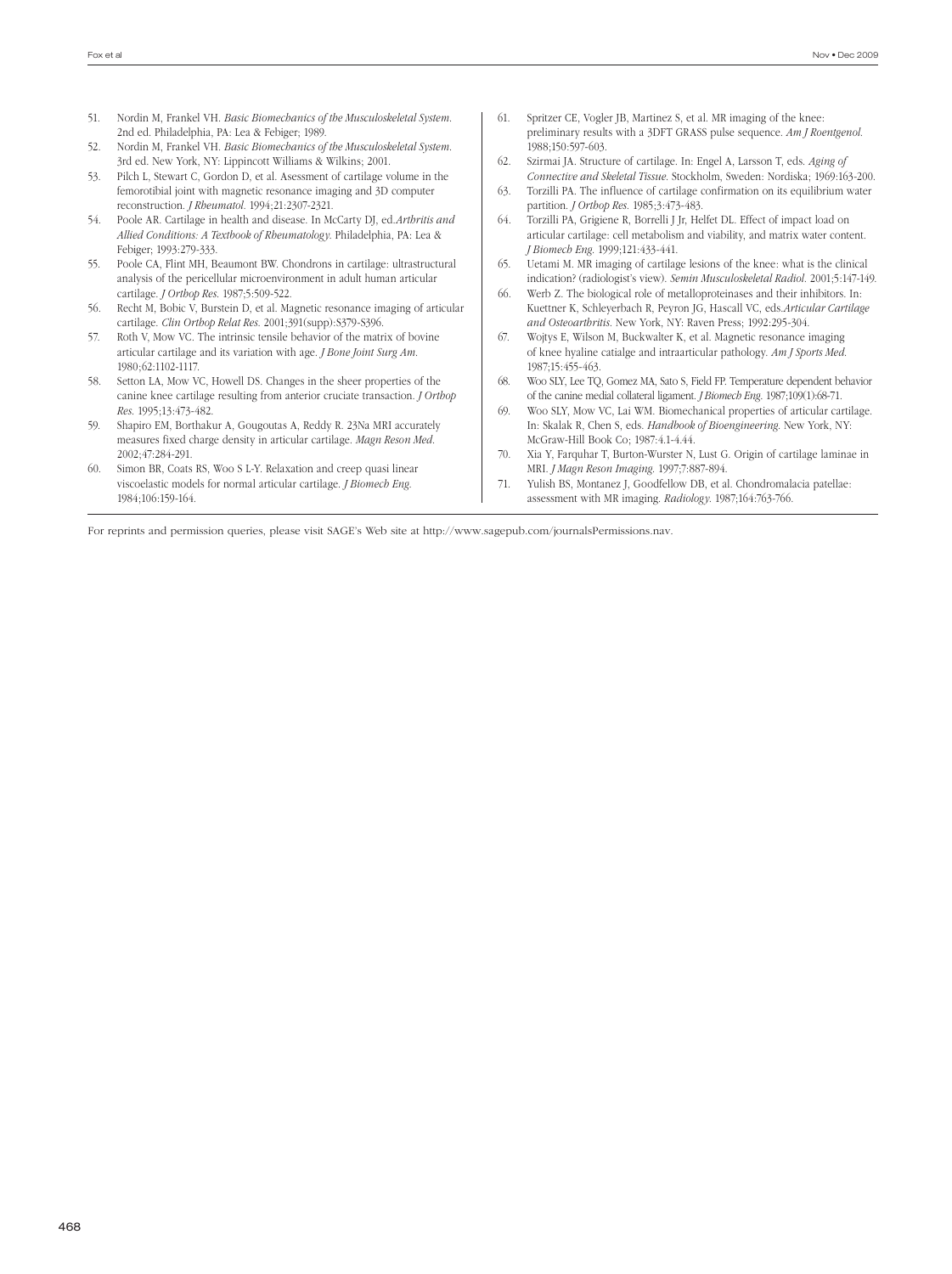51. Nordin M, Frankel VH. *Basic Biomechanics of the Musculoskeletal System*. 2nd ed. Philadelphia, PA: Lea & Febiger; 1989.
52. Nordin M, Frankel VH. *Basic Biomechanics of the Musculoskeletal System*. 3rd ed. New York, NY: Lippincott Williams & Wilkins; 2001.
53. Pilch L, Stewart C, Gordon D, et al. Asessment of cartilage volume in the femorotibial joint with magnetic resonance imaging and 3D computer reconstruction. *J Rheumatol*. 1994;21:2307-2321.
54. Poole AR. Cartilage in health and disease. In McCarty DJ, ed.*Arthritis and Allied Conditions: A Textbook of Rheumatology*. Philadelphia, PA: Lea & Febiger; 1993:279-333.
55. Poole CA, Flint MH, Beaumont BW. Chondrons in cartilage: ultrastructural analysis of the pericellular microenvironment in adult human articular cartilage. *J Orthop Res*. 1987;5:509-522.
56. Recht M, Bobic V, Burstein D, et al. Magnetic resonance imaging of articular cartilage. *Clin Orthop Relat Res*. 2001;391(supp):S379-S396.
57. Roth V, Mow VC. The intrinsic tensile behavior of the matrix of bovine articular cartilage and its variation with age. *J Bone Joint Surg Am*. 1980;62:1102-1117.
58. Setton LA, Mow VC, Howell DS. Changes in the sheer properties of the canine knee cartilage resulting from anterior cruciate transaction. *J Orthop Res*. 1995;13:473-482.
59. Shapiro EM, Borthakur A, Gougoutas A, Reddy R. 23Na MRI accurately measures fixed charge density in articular cartilage. *Magn Reson Med*. 2002;47:284-291.
60. Simon BR, Coats RS, Woo S L-Y. Relaxation and creep quasi linear viscoelastic models for normal articular cartilage. *J Biomech Eng*. 1984;106:159-164.
61. Spritzer CE, Vogler JB, Martinez S, et al. MR imaging of the knee: preliminary results with a 3DFT GRASS pulse sequence. *Am J Roentgenol*. 1988;150:597-603.
62. Szirmai JA. Structure of cartilage. In: Engel A, Larsson T, eds. *Aging of Connective and Skeletal Tissue*. Stockholm, Sweden: Nordiska; 1969:163-200.
63. Torzilli PA. The influence of cartilage confirmation on its equilibrium water partition. *J Orthop Res*. 1985;3:473-483.
64. Torzilli PA, Grigiene R, Borrelli J Jr, Helfet DL. Effect of impact load on articular cartilage: cell metabolism and viability, and matrix water content. *J Biomech Eng*. 1999;121:433-441.
65. Uetami M. MR imaging of cartilage lesions of the knee: what is the clinical indication? (radiologist's view). *Semin Musculoskeletal Radiol*. 2001;5:147-149.
66. Werb Z. The biological role of metalloproteinases and their inhibitors. In: Kuettner K, Schleyerbach R, Peyron JG, Hascall VC, eds.*Articular Cartilage and Osteoarthritis*. New York, NY: Raven Press; 1992:295-304.
67. Wojtys E, Wilson M, Buckwalter K, et al. Magnetic resonance imaging of knee hyaline catialge and intraarticular pathology. *Am J Sports Med*. 1987;15:455-463.
68. Woo SLY, Lee TQ, Gomez MA, Sato S, Field FP. Temperature dependent behavior of the canine medial collateral ligament. *J Biomech Eng*. 1987;109(1):68-71.
69. Woo SLY, Mow VC, Lai WM. Biomechanical properties of articular cartilage. In: Skalak R, Chen S, eds. *Handbook of Bioengineering*. New York, NY: McGraw-Hill Book Co; 1987:4.1-4.44.
70. Xia Y, Farquhar T, Burton-Wurster N, Lust G. Origin of cartilage laminae in MRI. *J Magn Reson Imaging*. 1997;7:887-894.
71. Yulish BS, Montanez J, Goodfellow DB, et al. Chondromalacia patellae: assessment with MR imaging. *Radiology*. 1987;164:763-766.

For reprints and permission queries, please visit SAGE's Web site at http://www.sagepub.com/journalsPermissions.nav.